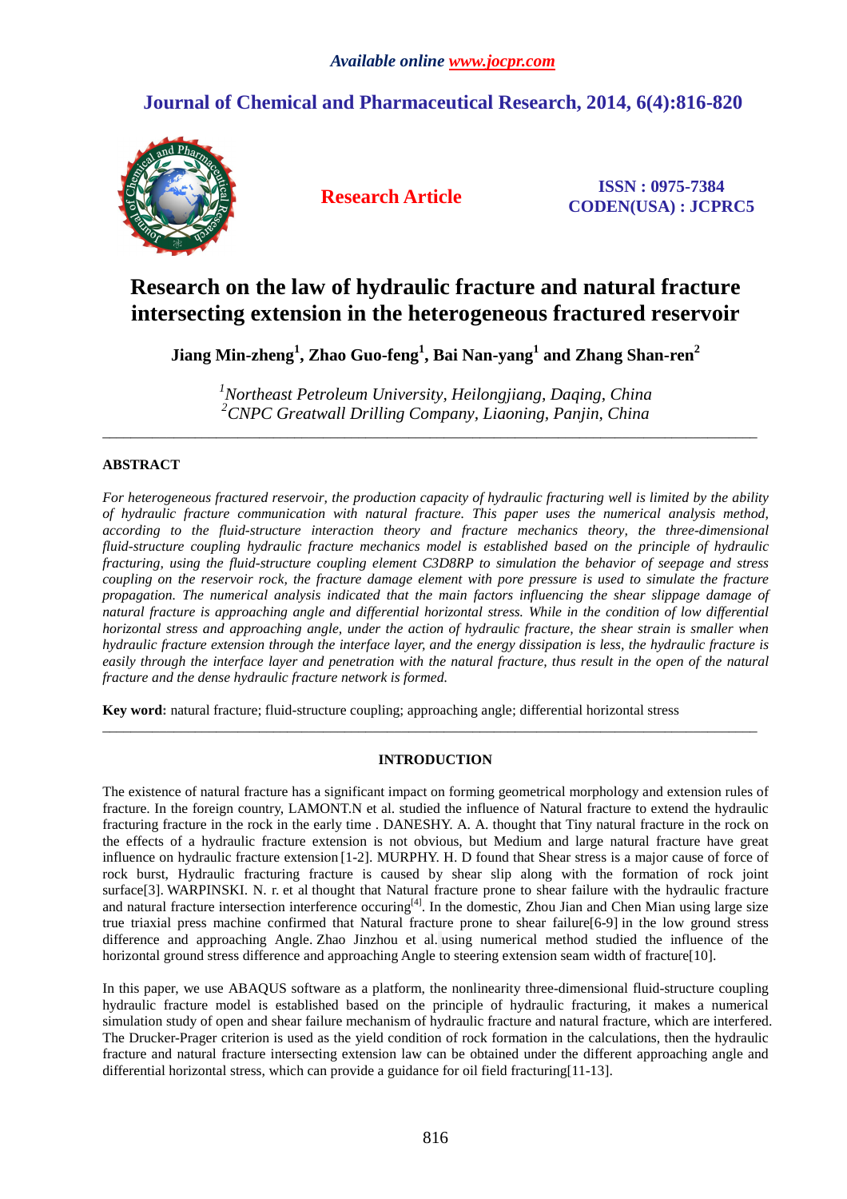*Available online www.jocpr.com*

## Journal of Chemical and Pharmaceutical Research, 2014, 6(4):816-820

**Research Article**

**ISSN : 0975-7384**
**CODEN(USA) : JCPRC5**

# Research on the law of hydraulic fracture and natural fracture intersecting extension in the heterogeneous fractured reservoir

**Jiang Min-zheng[1], Zhao Guo-feng[1], Bai Nan-yang[1] and Zhang Shan-ren[2]**

*[1]Northeast Petroleum University, Heilongjiang, Daqing, China*
*[2]CNPC Greatwall Drilling Company, Liaoning, Panjin, China*

---

## ABSTRACT

*For heterogeneous fractured reservoir, the production capacity of hydraulic fracturing well is limited by the ability of hydraulic fracture communication with natural fracture. This paper uses the numerical analysis method, according to the fluid-structure interaction theory and fracture mechanics theory, the three-dimensional fluid-structure coupling hydraulic fracture mechanics model is established based on the principle of hydraulic fracturing, using the fluid-structure coupling element C3D8RP to simulation the behavior of seepage and stress coupling on the reservoir rock, the fracture damage element with pore pressure is used to simulate the fracture propagation. The numerical analysis indicated that the main factors influencing the shear slippage damage of natural fracture is approaching angle and differential horizontal stress. While in the condition of low differential horizontal stress and approaching angle, under the action of hydraulic fracture, the shear strain is smaller when hydraulic fracture extension through the interface layer, and the energy dissipation is less, the hydraulic fracture is easily through the interface layer and penetration with the natural fracture, thus result in the open of the natural fracture and the dense hydraulic fracture network is formed.*

**Key word:** natural fracture; fluid-structure coupling; approaching angle; differential horizontal stress

---

## INTRODUCTION

The existence of natural fracture has a significant impact on forming geometrical morphology and extension rules of fracture. In the foreign country, LAMONT.N et al. studied the influence of Natural fracture to extend the hydraulic fracturing fracture in the rock in the early time . DANESHY. A. A. thought that Tiny natural fracture in the rock on the effects of a hydraulic fracture extension is not obvious, but Medium and large natural fracture have great influence on hydraulic fracture extension [1-2]. MURPHY. H. D found that Shear stress is a major cause of force of rock burst, Hydraulic fracturing fracture is caused by shear slip along with the formation of rock joint surface[3]. WARPINSKI. N. r. et al thought that Natural fracture prone to shear failure with the hydraulic fracture and natural fracture intersection interference occuring[4]. In the domestic, Zhou Jian and Chen Mian using large size true triaxial press machine confirmed that Natural fracture prone to shear failure[6-9] in the low ground stress difference and approaching Angle. Zhao Jinzhou et al. using numerical method studied the influence of the horizontal ground stress difference and approaching Angle to steering extension seam width of fracture[10].

In this paper, we use ABAQUS software as a platform, the nonlinearity three-dimensional fluid-structure coupling hydraulic fracture model is established based on the principle of hydraulic fracturing, it makes a numerical simulation study of open and shear failure mechanism of hydraulic fracture and natural fracture, which are interfered. The Drucker-Prager criterion is used as the yield condition of rock formation in the calculations, then the hydraulic fracture and natural fracture intersecting extension law can be obtained under the different approaching angle and differential horizontal stress, which can provide a guidance for oil field fracturing[11-13].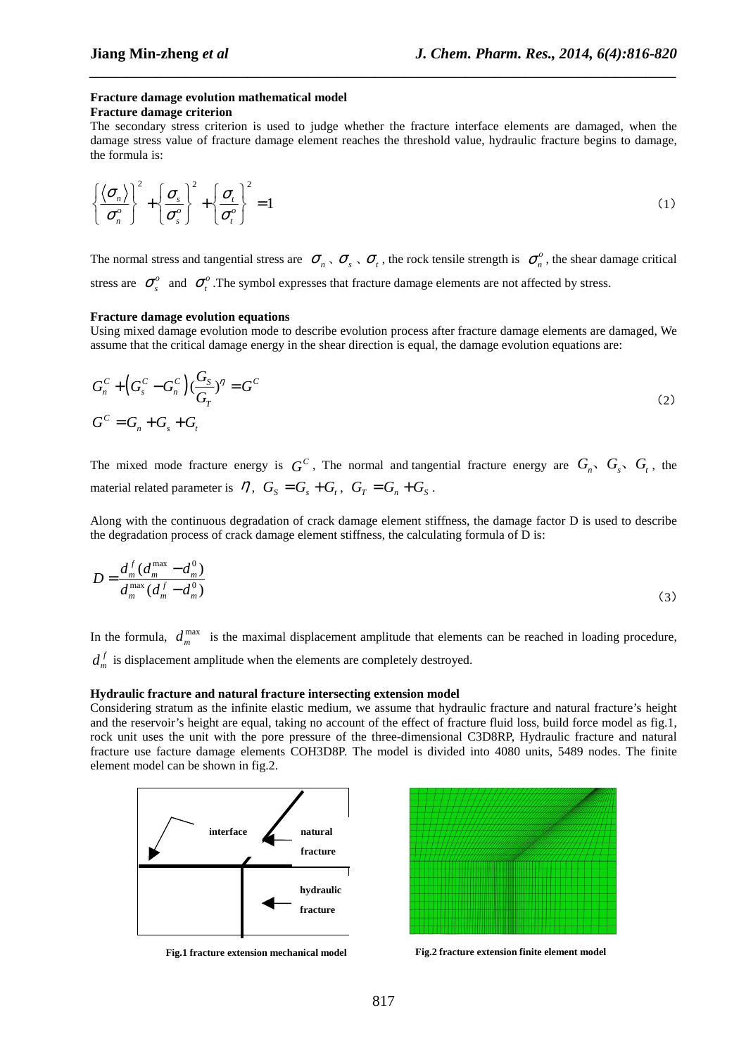**Fracture damage evolution mathematical model**

**Fracture damage criterion**

The secondary stress criterion is used to judge whether the fracture interface elements are damaged, when the damage stress value of fracture damage element reaches the threshold value, hydraulic fracture begins to damage, the formula is:

$$\left\{\frac{\langle\sigma_n\rangle}{\sigma_n^o}\right\}^2+\left\{\frac{\sigma_s}{\sigma_s^o}\right\}^2+\left\{\frac{\sigma_t}{\sigma_t^o}\right\}^2=1 \qquad (1)$$

The normal stress and tangential stress are $\sigma_n$ 、$\sigma_s$ 、$\sigma_t$ , the rock tensile strength is $\sigma_n^o$ , the shear damage critical stress are $\sigma_s^o$ and $\sigma_t^o$ .The symbol expresses that fracture damage elements are not affected by stress.

**Fracture damage evolution equations**

Using mixed damage evolution mode to describe evolution process after fracture damage elements are damaged, We assume that the critical damage energy in the shear direction is equal, the damage evolution equations are:

$$\begin{aligned} &G_n^C+\left(G_s^C-G_n^C\right)\left(\frac{G_S}{G_T}\right)^{\eta}=G^C \\ &G^C=G_n+G_s+G_t \end{aligned} \qquad (2)$$

The mixed mode fracture energy is $G^C$ , The normal and tangential fracture energy are $G_n$、$G_s$、$G_t$ , the material related parameter is $\eta$ , $G_S=G_s+G_t$ , $G_T=G_n+G_S$ .

Along with the continuous degradation of crack damage element stiffness, the damage factor D is used to describe the degradation process of crack damage element stiffness, the calculating formula of D is:

$$D=\frac{d_m^f(d_m^{\max}-d_m^0)}{d_m^{\max}(d_m^f-d_m^0)} \qquad (3)$$

In the formula, $d_m^{\max}$ is the maximal displacement amplitude that elements can be reached in loading procedure, $d_m^f$ is displacement amplitude when the elements are completely destroyed.

**Hydraulic fracture and natural fracture intersecting extension model**

Considering stratum as the infinite elastic medium, we assume that hydraulic fracture and natural fracture's height and the reservoir's height are equal, taking no account of the effect of fracture fluid loss, build force model as fig.1, rock unit uses the unit with the pore pressure of the three-dimensional C3D8RP, Hydraulic fracture and natural fracture use facture damage elements COH3D8P. The model is divided into 4080 units, 5489 nodes. The finite element model can be shown in fig.2.

**Fig.1 fracture extension mechanical model**

**Fig.2 fracture extension finite element model**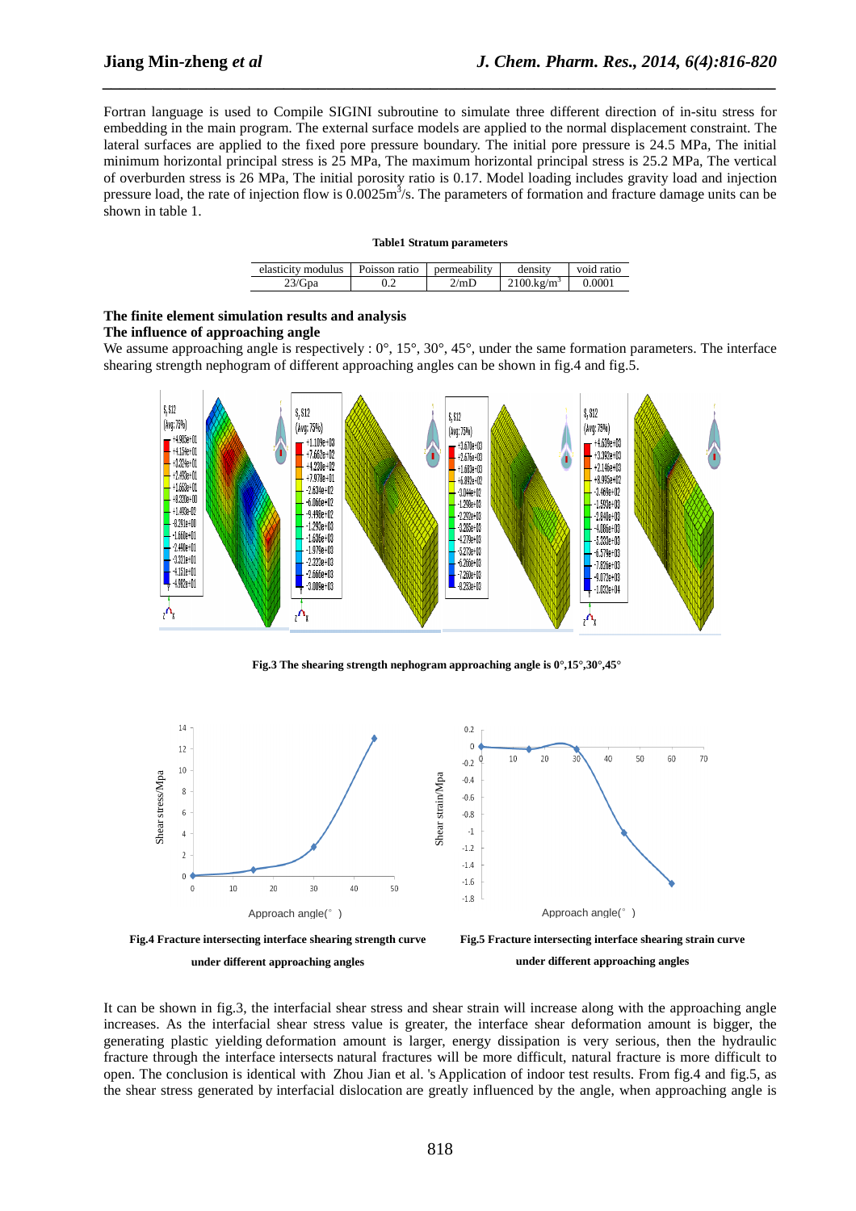Fortran language is used to Compile SIGINI subroutine to simulate three different direction of in-situ stress for embedding in the main program. The external surface models are applied to the normal displacement constraint. The lateral surfaces are applied to the fixed pore pressure boundary. The initial pore pressure is 24.5 MPa, The initial minimum horizontal principal stress is 25 MPa, The maximum horizontal principal stress is 25.2 MPa, The vertical of overburden stress is 26 MPa, The initial porosity ratio is 0.17. Model loading includes gravity load and injection pressure load, the rate of injection flow is $0.0025m^3/s$. The parameters of formation and fracture damage units can be shown in table 1.

**Table1 Stratum parameters**

| elasticity modulus | Poisson ratio | permeability | density | void ratio |
| --- | --- | --- | --- | --- |
| 23/Gpa | 0.2 | 2/mD | $2100.kg/m^3$ | 0.0001 |

## The finite element simulation results and analysis

### The influence of approaching angle

We assume approaching angle is respectively : 0°, 15°, 30°, 45°, under the same formation parameters. The interface shearing strength nephogram of different approaching angles can be shown in fig.4 and fig.5.

**Fig.3 The shearing strength nephogram approaching angle is 0°,15°,30°,45°**

**Fig.4 Fracture intersecting interface shearing strength curve under different approaching angles**

**Fig.5 Fracture intersecting interface shearing strain curve under different approaching angles**

It can be shown in fig.3, the interfacial shear stress and shear strain will increase along with the approaching angle increases. As the interfacial shear stress value is greater, the interface shear deformation amount is bigger, the generating plastic yielding deformation amount is larger, energy dissipation is very serious, then the hydraulic fracture through the interface intersects natural fractures will be more difficult, natural fracture is more difficult to open. The conclusion is identical with Zhou Jian et al. 's Application of indoor test results. From fig.4 and fig.5, as the shear stress generated by interfacial dislocation are greatly influenced by the angle, when approaching angle is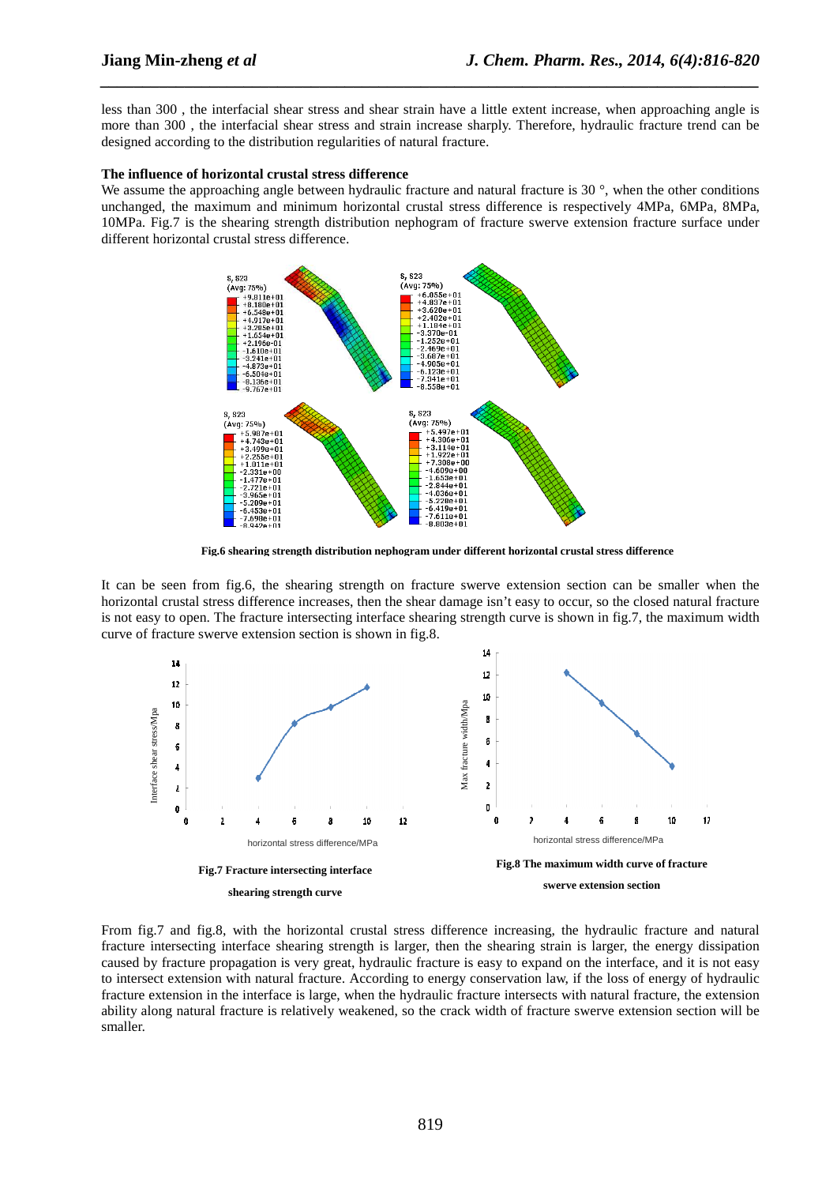less than 300 , the interfacial shear stress and shear strain have a little extent increase, when approaching angle is more than 300 , the interfacial shear stress and strain increase sharply. Therefore, hydraulic fracture trend can be designed according to the distribution regularities of natural fracture.

**The influence of horizontal crustal stress difference**

We assume the approaching angle between hydraulic fracture and natural fracture is 30 °, when the other conditions unchanged, the maximum and minimum horizontal crustal stress difference is respectively 4MPa, 6MPa, 8MPa, 10MPa. Fig.7 is the shearing strength distribution nephogram of fracture swerve extension fracture surface under different horizontal crustal stress difference.

**Fig.6 shearing strength distribution nephogram under different horizontal crustal stress difference**

It can be seen from fig.6, the shearing strength on fracture swerve extension section can be smaller when the horizontal crustal stress difference increases, then the shear damage isn't easy to occur, so the closed natural fracture is not easy to open. The fracture intersecting interface shearing strength curve is shown in fig.7, the maximum width curve of fracture swerve extension section is shown in fig.8.

**Fig.7 Fracture intersecting interface shearing strength curve**

**Fig.8 The maximum width curve of fracture swerve extension section**

From fig.7 and fig.8, with the horizontal crustal stress difference increasing, the hydraulic fracture and natural fracture intersecting interface shearing strength is larger, then the shearing strain is larger, the energy dissipation caused by fracture propagation is very great, hydraulic fracture is easy to expand on the interface, and it is not easy to intersect extension with natural fracture. According to energy conservation law, if the loss of energy of hydraulic fracture extension in the interface is large, when the hydraulic fracture intersects with natural fracture, the extension ability along natural fracture is relatively weakened, so the crack width of fracture swerve extension section will be smaller.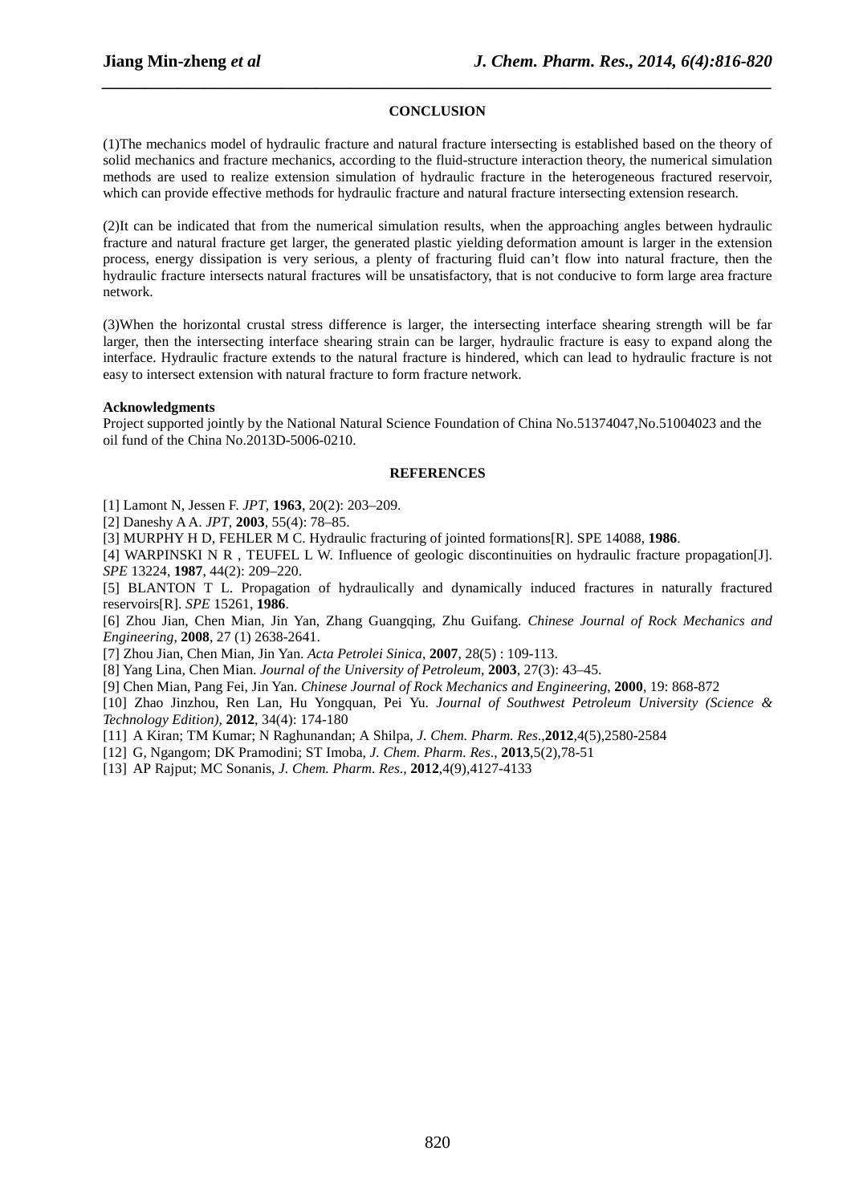## CONCLUSION

(1)The mechanics model of hydraulic fracture and natural fracture intersecting is established based on the theory of solid mechanics and fracture mechanics, according to the fluid-structure interaction theory, the numerical simulation methods are used to realize extension simulation of hydraulic fracture in the heterogeneous fractured reservoir, which can provide effective methods for hydraulic fracture and natural fracture intersecting extension research.

(2)It can be indicated that from the numerical simulation results, when the approaching angles between hydraulic fracture and natural fracture get larger, the generated plastic yielding deformation amount is larger in the extension process, energy dissipation is very serious, a plenty of fracturing fluid can't flow into natural fracture, then the hydraulic fracture intersects natural fractures will be unsatisfactory, that is not conducive to form large area fracture network.

(3)When the horizontal crustal stress difference is larger, the intersecting interface shearing strength will be far larger, then the intersecting interface shearing strain can be larger, hydraulic fracture is easy to expand along the interface. Hydraulic fracture extends to the natural fracture is hindered, which can lead to hydraulic fracture is not easy to intersect extension with natural fracture to form fracture network.

**Acknowledgments**

Project supported jointly by the National Natural Science Foundation of China No.51374047,No.51004023 and the oil fund of the China No.2013D-5006-0210.

## REFERENCES

[1] Lamont N, Jessen F. *JPT*, **1963**, 20(2): 203–209.

[2] Daneshy A A. *JPT*, **2003**, 55(4): 78–85.

[3] MURPHY H D, FEHLER M C. Hydraulic fracturing of jointed formations[R]. SPE 14088, **1986**.

[4] WARPINSKI N R , TEUFEL L W. Influence of geologic discontinuities on hydraulic fracture propagation[J]. *SPE* 13224, **1987**, 44(2): 209–220.

[5] BLANTON T L. Propagation of hydraulically and dynamically induced fractures in naturally fractured reservoirs[R]. *SPE* 15261, **1986**.

[6] Zhou Jian, Chen Mian, Jin Yan, Zhang Guangqing, Zhu Guifang. *Chinese Journal of Rock Mechanics and Engineering,* **2008**, 27 (1) 2638-2641.

[7] Zhou Jian, Chen Mian, Jin Yan. *Acta Petrolei Sinica*, **2007**, 28(5) : 109-113.

[8] Yang Lina, Chen Mian. *Journal of the University of Petroleum*, **2003**, 27(3): 43–45.

[9] Chen Mian, Pang Fei, Jin Yan. *Chinese Journal of Rock Mechanics and Engineering*, **2000**, 19: 868-872

[10] Zhao Jinzhou, Ren Lan, Hu Yongquan, Pei Yu. *Journal of Southwest Petroleum University (Science & Technology Edition),* **2012**, 34(4): 174-180

[11] A Kiran; TM Kumar; N Raghunandan; A Shilpa, *J. Chem. Pharm. Res*.,**2012**,4(5),2580-2584

[12] G, Ngangom; DK Pramodini; ST Imoba, *J. Chem. Pharm. Res*., **2013**,5(2),78-51

[13] AP Rajput; MC Sonanis, *J. Chem. Pharm. Res*., **2012**,4(9),4127-4133